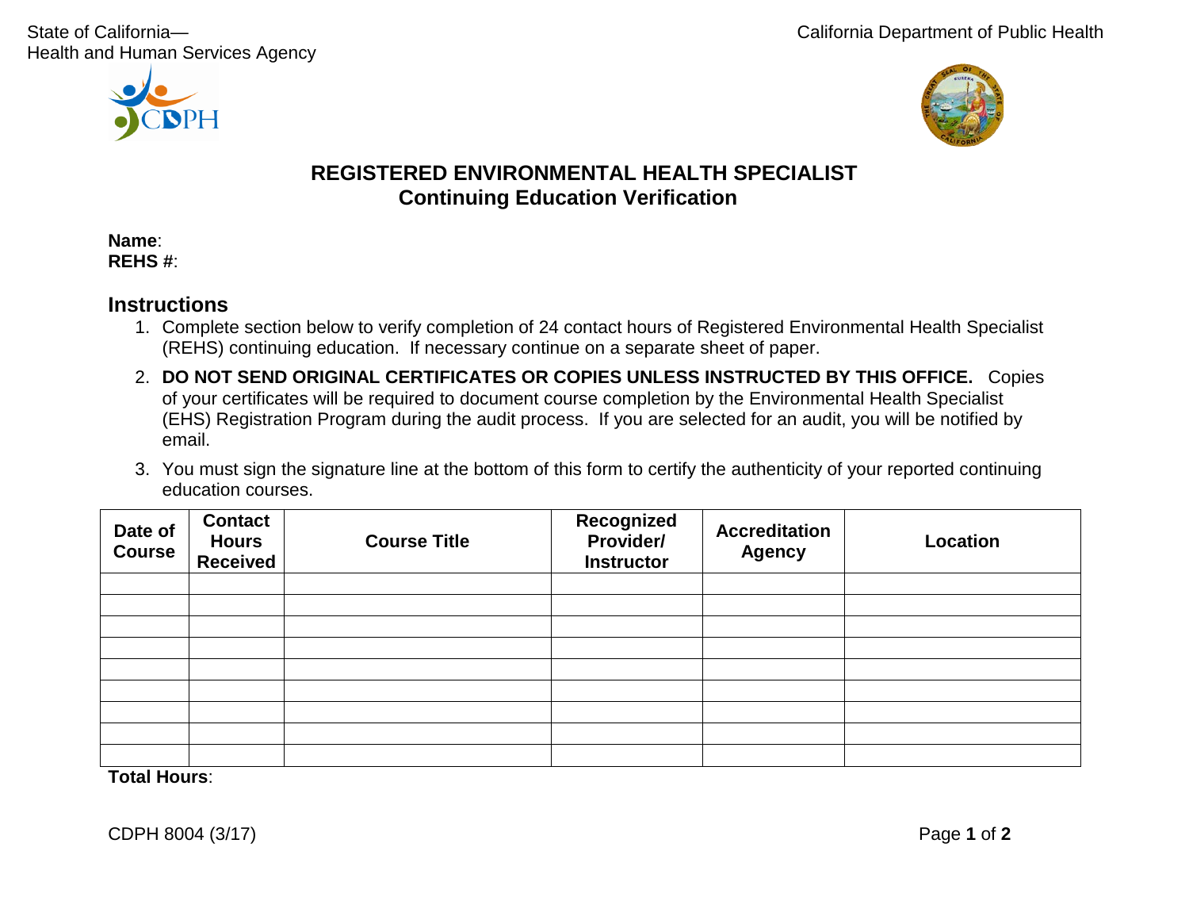State of California—
Health and Human Services Agency

California Department of Public Health

# REGISTERED ENVIRONMENTAL HEALTH SPECIALIST
## Continuing Education Verification

**Name**:
**REHS #**:

## Instructions

1. Complete section below to verify completion of 24 contact hours of Registered Environmental Health Specialist (REHS) continuing education. If necessary continue on a separate sheet of paper.
2. **DO NOT SEND ORIGINAL CERTIFICATES OR COPIES UNLESS INSTRUCTED BY THIS OFFICE.** Copies of your certificates will be required to document course completion by the Environmental Health Specialist (EHS) Registration Program during the audit process. If you are selected for an audit, you will be notified by email.
3. You must sign the signature line at the bottom of this form to certify the authenticity of your reported continuing education courses.

| Date of Course | Contact Hours Received | Course Title | Recognized Provider/ Instructor | Accreditation Agency | Location |
|---|---|---|---|---|---|
| | | | | | |
| | | | | | |
| | | | | | |
| | | | | | |
| | | | | | |
| | | | | | |
| | | | | | |
| | | | | | |
| | | | | | |

**Total Hours**:

CDPH 8004 (3/17)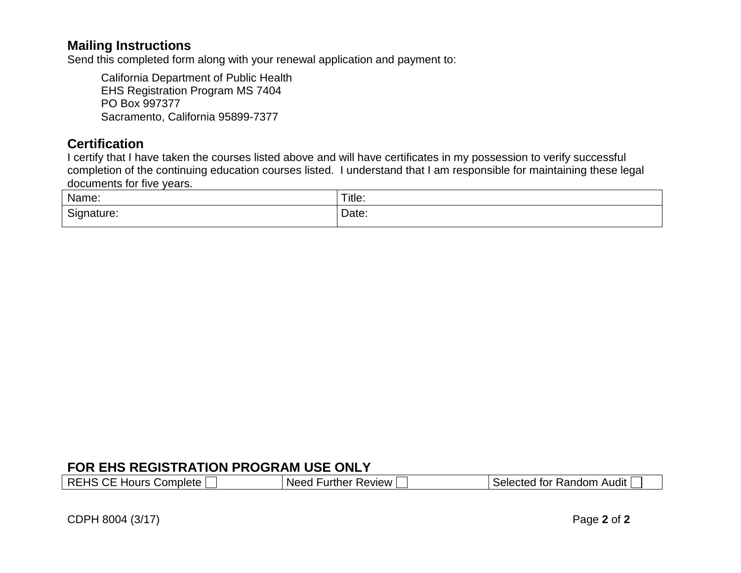## Mailing Instructions

Send this completed form along with your renewal application and payment to:

California Department of Public Health
EHS Registration Program MS 7404
PO Box 997377
Sacramento, California 95899-7377

## Certification

I certify that I have taken the courses listed above and will have certificates in my possession to verify successful completion of the continuing education courses listed. I understand that I am responsible for maintaining these legal documents for five years.

| | |
|---|---|
| Name: | Title: |
| Signature: | Date: |

## FOR EHS REGISTRATION PROGRAM USE ONLY

| | | |
|---|---|---|
| REHS CE Hours Complete ☐ | Need Further Review ☐ | Selected for Random Audit ☐ |

CDPH 8004 (3/17)